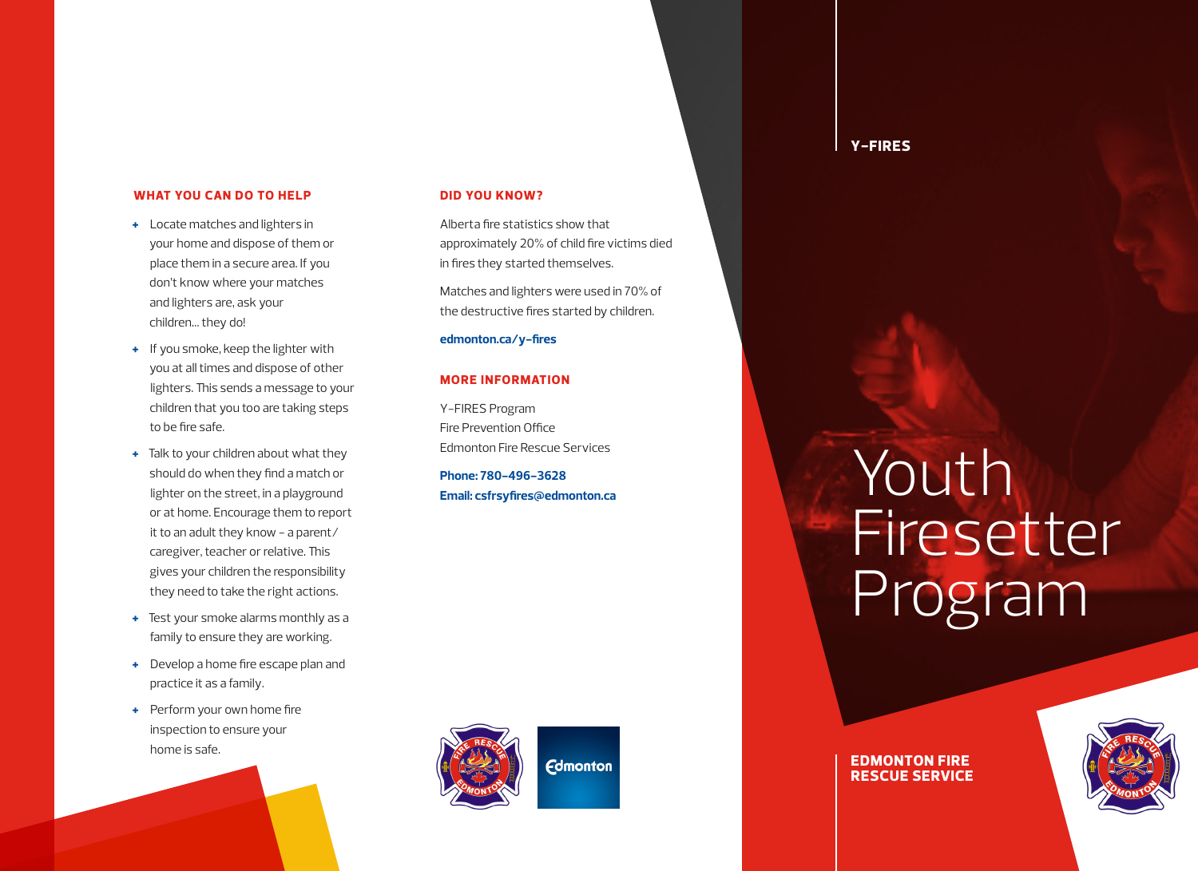## WHAT YOU CAN DO TO HELP

- Locate matches and lighters in your home and dispose of them or place them in a secure area. If you don't know where your matches and lighters are, ask your children... they do!
- If you smoke, keep the lighter with you at all times and dispose of other lighters. This sends a message to your children that you too are taking steps to be fire safe.
- Talk to your children about what they should do when they find a match or lighter on the street, in a playground or at home. Encourage them to report it to an adult they know – a parent/ caregiver, teacher or relative. This gives your children the responsibility they need to take the right actions.
- Test your smoke alarms monthly as a family to ensure they are working.
- Develop a home fire escape plan and practice it as a family.
- Perform your own home fire inspection to ensure your home is safe.

## DID YOU KNOW?

Alberta fire statistics show that approximately 20% of child fire victims died in fires they started themselves.

Matches and lighters were used in 70% of the destructive fires started by children.

**edmonton.ca/y-fires**

## MORE INFORMATION

Y-FIRES Program
Fire Prevention Office
Edmonton Fire Rescue Services

**Phone: 780-496-3628**
**Email: csfrsyfires@edmonton.ca**

Edmonton

**Y-FIRES**

# Youth Firesetter Program

**EDMONTON FIRE RESCUE SERVICE**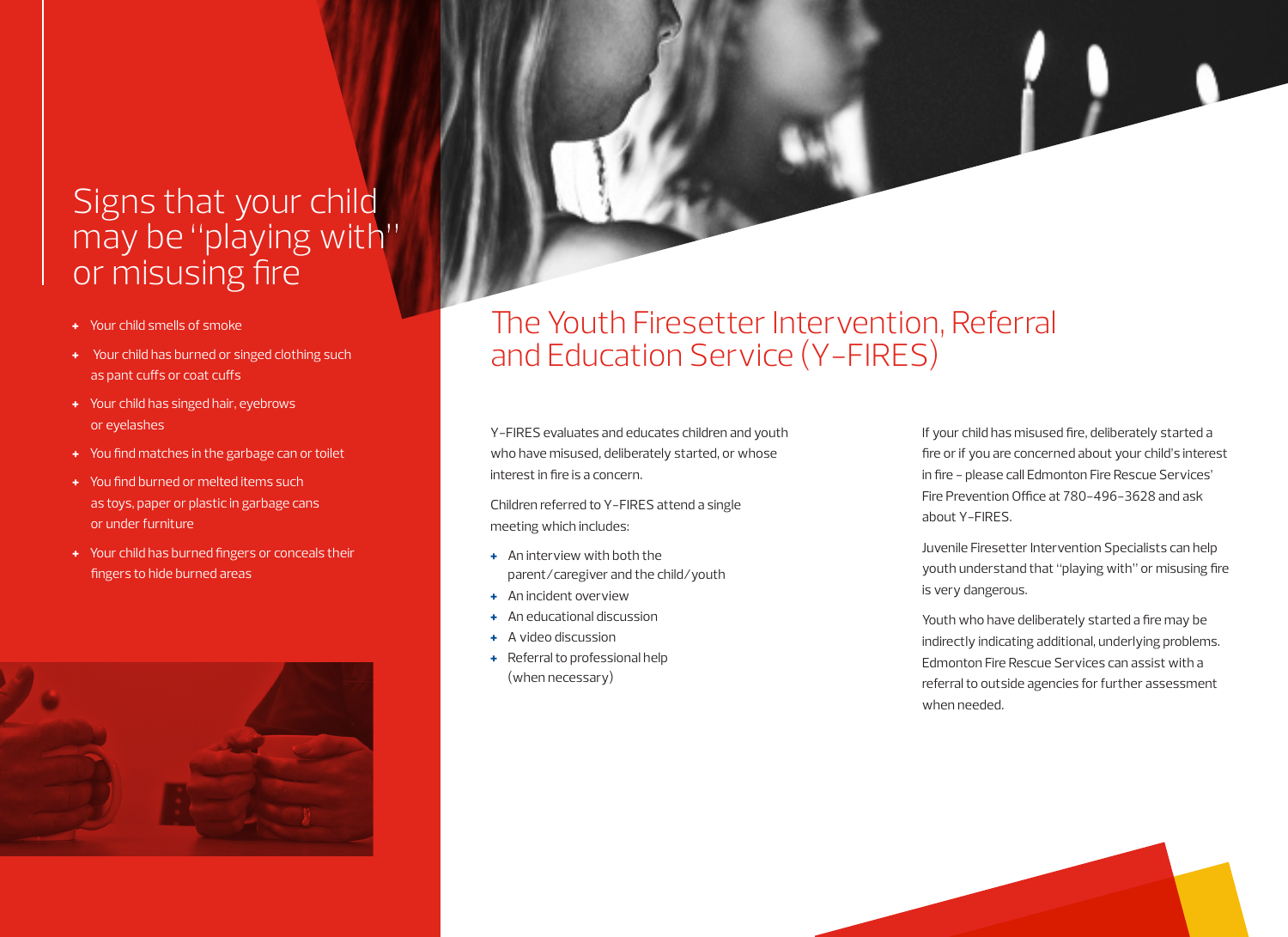## Signs that your child may be "playing with" or misusing fire

- Your child smells of smoke
- Your child has burned or singed clothing such as pant cuffs or coat cuffs
- Your child has singed hair, eyebrows or eyelashes
- You find matches in the garbage can or toilet
- You find burned or melted items such as toys, paper or plastic in garbage cans or under furniture
- Your child has burned fingers or conceals their fingers to hide burned areas

## The Youth Firesetter Intervention, Referral and Education Service (Y-FIRES)

Y-FIRES evaluates and educates children and youth who have misused, deliberately started, or whose interest in fire is a concern.

Children referred to Y-FIRES attend a single meeting which includes:

- An interview with both the parent/caregiver and the child/youth
- An incident overview
- An educational discussion
- A video discussion
- Referral to professional help (when necessary)

If your child has misused fire, deliberately started a fire or if you are concerned about your child's interest in fire - please call Edmonton Fire Rescue Services' Fire Prevention Office at 780-496-3628 and ask about Y-FIRES.

Juvenile Firesetter Intervention Specialists can help youth understand that "playing with" or misusing fire is very dangerous.

Youth who have deliberately started a fire may be indirectly indicating additional, underlying problems. Edmonton Fire Rescue Services can assist with a referral to outside agencies for further assessment when needed.